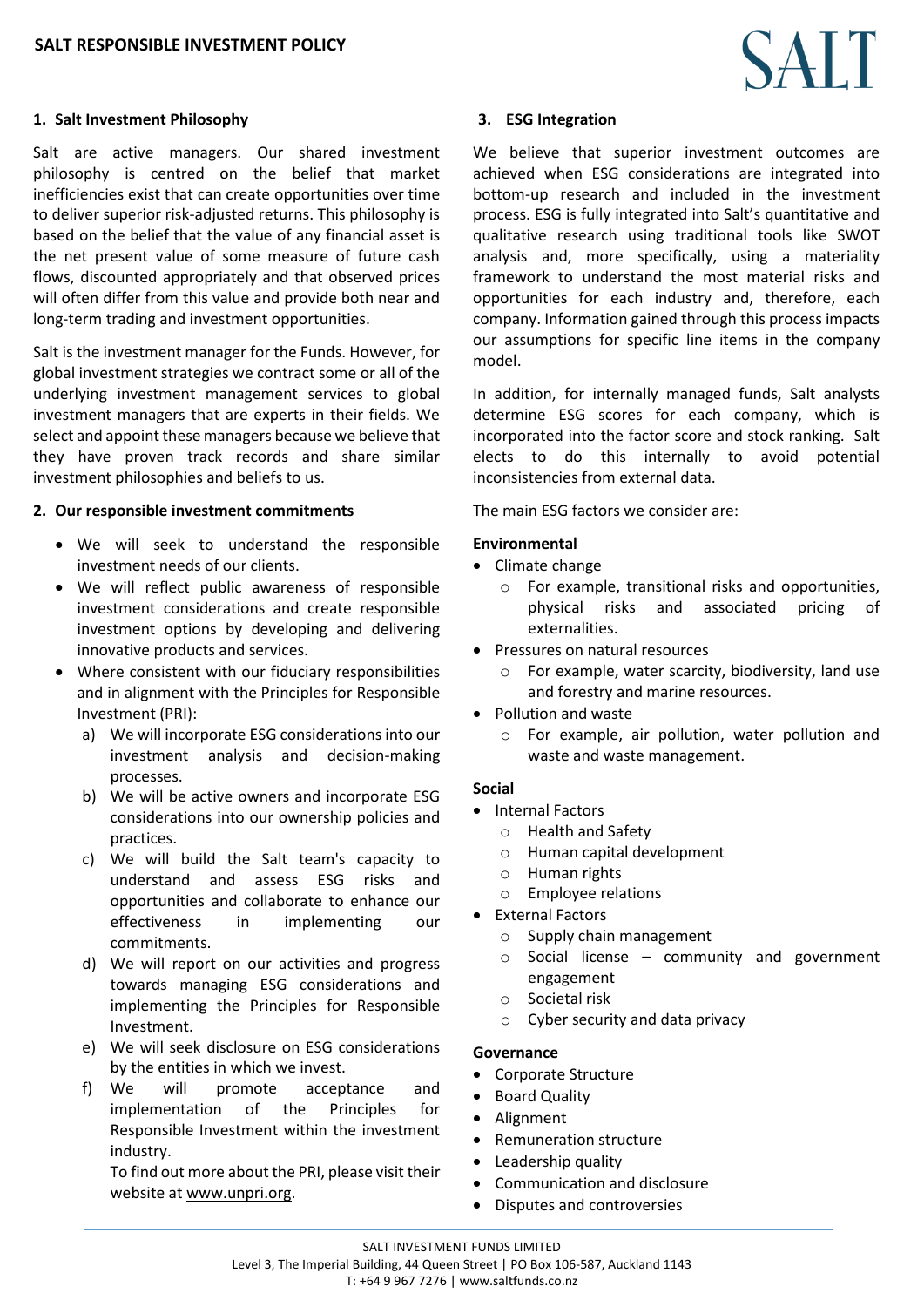# SALT RESPONSIBLE INVESTMENT POLICY

## 1. Salt Investment Philosophy

Salt are active managers. Our shared investment philosophy is centred on the belief that market inefficiencies exist that can create opportunities over time to deliver superior risk-adjusted returns. This philosophy is based on the belief that the value of any financial asset is the net present value of some measure of future cash flows, discounted appropriately and that observed prices will often differ from this value and provide both near and long-term trading and investment opportunities.

Salt is the investment manager for the Funds. However, for global investment strategies we contract some or all of the underlying investment management services to global investment managers that are experts in their fields. We select and appoint these managers because we believe that they have proven track records and share similar investment philosophies and beliefs to us.

## 2. Our responsible investment commitments

- We will seek to understand the responsible investment needs of our clients.
- We will reflect public awareness of responsible investment considerations and create responsible investment options by developing and delivering innovative products and services.
- Where consistent with our fiduciary responsibilities and in alignment with the Principles for Responsible Investment (PRI):
  a) We will incorporate ESG considerations into our investment analysis and decision-making processes.
  b) We will be active owners and incorporate ESG considerations into our ownership policies and practices.
  c) We will build the Salt team's capacity to understand and assess ESG risks and opportunities and collaborate to enhance our effectiveness in implementing our commitments.
  d) We will report on our activities and progress towards managing ESG considerations and implementing the Principles for Responsible Investment.
  e) We will seek disclosure on ESG considerations by the entities in which we invest.
  f) We will promote acceptance and implementation of the Principles for Responsible Investment within the investment industry.

  To find out more about the PRI, please visit their website at www.unpri.org.

## 3. ESG Integration

We believe that superior investment outcomes are achieved when ESG considerations are integrated into bottom-up research and included in the investment process. ESG is fully integrated into Salt's quantitative and qualitative research using traditional tools like SWOT analysis and, more specifically, using a materiality framework to understand the most material risks and opportunities for each industry and, therefore, each company. Information gained through this process impacts our assumptions for specific line items in the company model.

In addition, for internally managed funds, Salt analysts determine ESG scores for each company, which is incorporated into the factor score and stock ranking. Salt elects to do this internally to avoid potential inconsistencies from external data.

The main ESG factors we consider are:

**Environmental**

- Climate change
  - For example, transitional risks and opportunities, physical risks and associated pricing of externalities.
- Pressures on natural resources
  - For example, water scarcity, biodiversity, land use and forestry and marine resources.
- Pollution and waste
  - For example, air pollution, water pollution and waste and waste management.

**Social**

- Internal Factors
  - Health and Safety
  - Human capital development
  - Human rights
  - Employee relations
- External Factors
  - Supply chain management
  - Social license – community and government engagement
  - Societal risk
  - Cyber security and data privacy

**Governance**

- Corporate Structure
- Board Quality
- Alignment
- Remuneration structure
- Leadership quality
- Communication and disclosure
- Disputes and controversies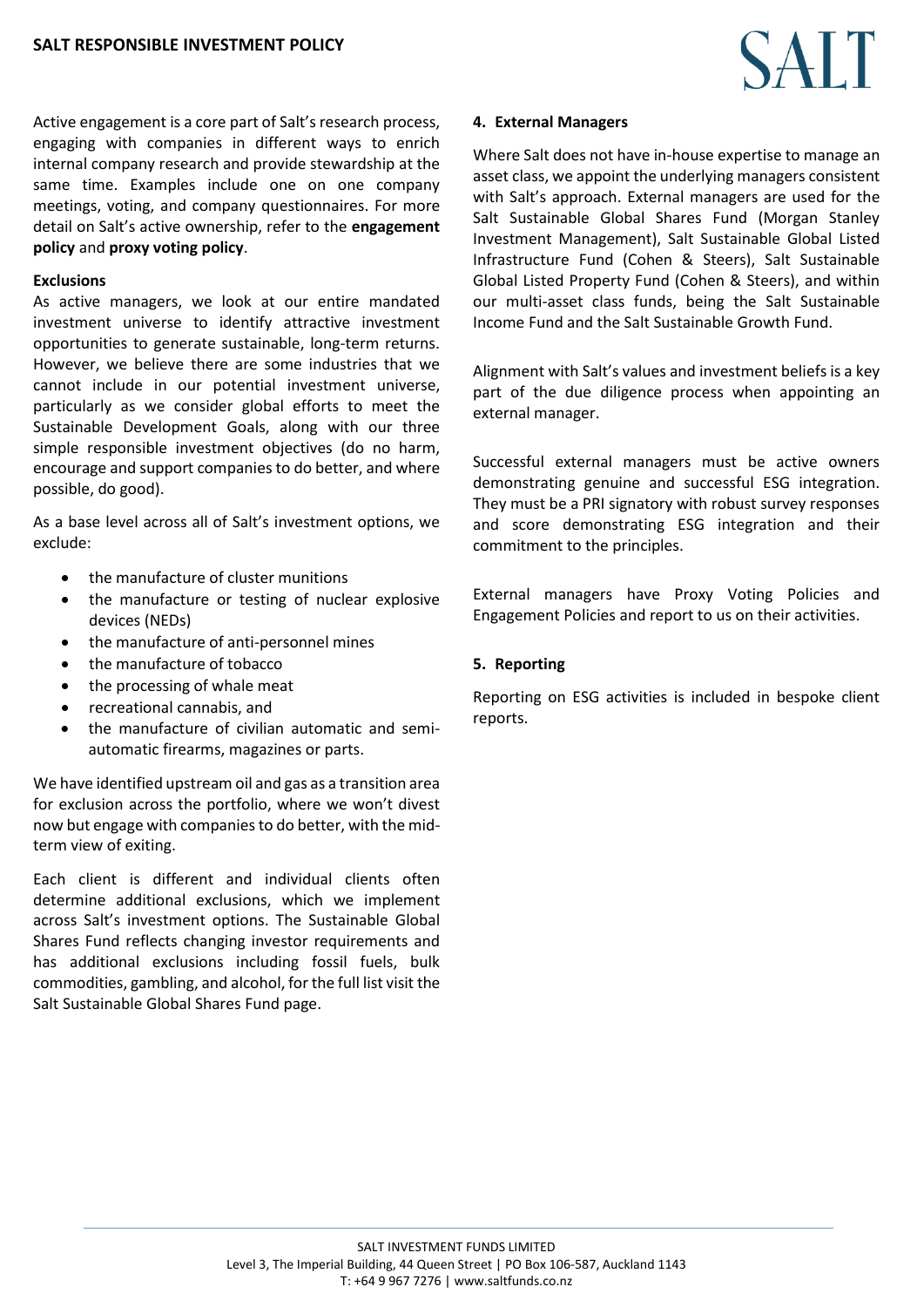Active engagement is a core part of Salt's research process, engaging with companies in different ways to enrich internal company research and provide stewardship at the same time. Examples include one on one company meetings, voting, and company questionnaires. For more detail on Salt's active ownership, refer to the **engagement policy** and **proxy voting policy**.

**Exclusions**

As active managers, we look at our entire mandated investment universe to identify attractive investment opportunities to generate sustainable, long-term returns. However, we believe there are some industries that we cannot include in our potential investment universe, particularly as we consider global efforts to meet the Sustainable Development Goals, along with our three simple responsible investment objectives (do no harm, encourage and support companies to do better, and where possible, do good).

As a base level across all of Salt's investment options, we exclude:

- the manufacture of cluster munitions
- the manufacture or testing of nuclear explosive devices (NEDs)
- the manufacture of anti-personnel mines
- the manufacture of tobacco
- the processing of whale meat
- recreational cannabis, and
- the manufacture of civilian automatic and semi-automatic firearms, magazines or parts.

We have identified upstream oil and gas as a transition area for exclusion across the portfolio, where we won't divest now but engage with companies to do better, with the mid-term view of exiting.

Each client is different and individual clients often determine additional exclusions, which we implement across Salt's investment options. The Sustainable Global Shares Fund reflects changing investor requirements and has additional exclusions including fossil fuels, bulk commodities, gambling, and alcohol, for the full list visit the Salt Sustainable Global Shares Fund page.

## 4. External Managers

Where Salt does not have in-house expertise to manage an asset class, we appoint the underlying managers consistent with Salt's approach. External managers are used for the Salt Sustainable Global Shares Fund (Morgan Stanley Investment Management), Salt Sustainable Global Listed Infrastructure Fund (Cohen & Steers), Salt Sustainable Global Listed Property Fund (Cohen & Steers), and within our multi-asset class funds, being the Salt Sustainable Income Fund and the Salt Sustainable Growth Fund.

Alignment with Salt's values and investment beliefs is a key part of the due diligence process when appointing an external manager.

Successful external managers must be active owners demonstrating genuine and successful ESG integration. They must be a PRI signatory with robust survey responses and score demonstrating ESG integration and their commitment to the principles.

External managers have Proxy Voting Policies and Engagement Policies and report to us on their activities.

## 5. Reporting

Reporting on ESG activities is included in bespoke client reports.